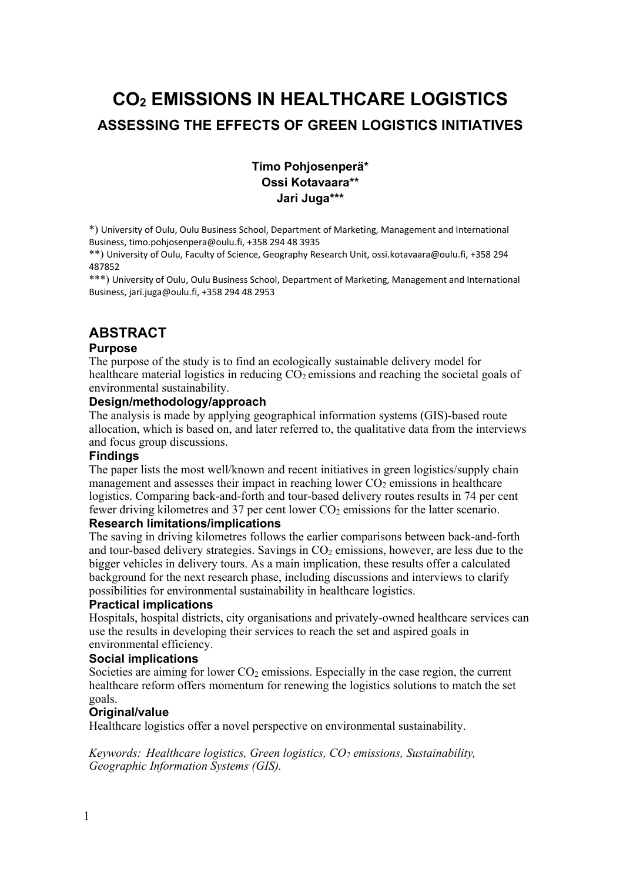# $CO_2$ EMISSIONS IN HEALTHCARE LOGISTICS

## ASSESSING THE EFFECTS OF GREEN LOGISTICS INITIATIVES

**Timo Pohjosenperä***
**Ossi Kotavaara****
**Jari Juga*****

*) University of Oulu, Oulu Business School, Department of Marketing, Management and International Business, timo.pohjosenpera@oulu.fi, +358 294 48 3935
**) University of Oulu, Faculty of Science, Geography Research Unit, ossi.kotavaara@oulu.fi, +358 294 487852
***) University of Oulu, Oulu Business School, Department of Marketing, Management and International Business, jari.juga@oulu.fi, +358 294 48 2953

## ABSTRACT

### Purpose

The purpose of the study is to find an ecologically sustainable delivery model for healthcare material logistics in reducing $CO_2$ emissions and reaching the societal goals of environmental sustainability.

### Design/methodology/approach

The analysis is made by applying geographical information systems (GIS)-based route allocation, which is based on, and later referred to, the qualitative data from the interviews and focus group discussions.

### Findings

The paper lists the most well/known and recent initiatives in green logistics/supply chain management and assesses their impact in reaching lower $CO_2$ emissions in healthcare logistics. Comparing back-and-forth and tour-based delivery routes results in 74 per cent fewer driving kilometres and 37 per cent lower $CO_2$ emissions for the latter scenario.

### Research limitations/implications

The saving in driving kilometres follows the earlier comparisons between back-and-forth and tour-based delivery strategies. Savings in $CO_2$ emissions, however, are less due to the bigger vehicles in delivery tours. As a main implication, these results offer a calculated background for the next research phase, including discussions and interviews to clarify possibilities for environmental sustainability in healthcare logistics.

### Practical implications

Hospitals, hospital districts, city organisations and privately-owned healthcare services can use the results in developing their services to reach the set and aspired goals in environmental efficiency.

### Social implications

Societies are aiming for lower $CO_2$ emissions. Especially in the case region, the current healthcare reform offers momentum for renewing the logistics solutions to match the set goals.

### Original/value

Healthcare logistics offer a novel perspective on environmental sustainability.

*Keywords: Healthcare logistics, Green logistics, $CO_2$ emissions, Sustainability, Geographic Information Systems (GIS).*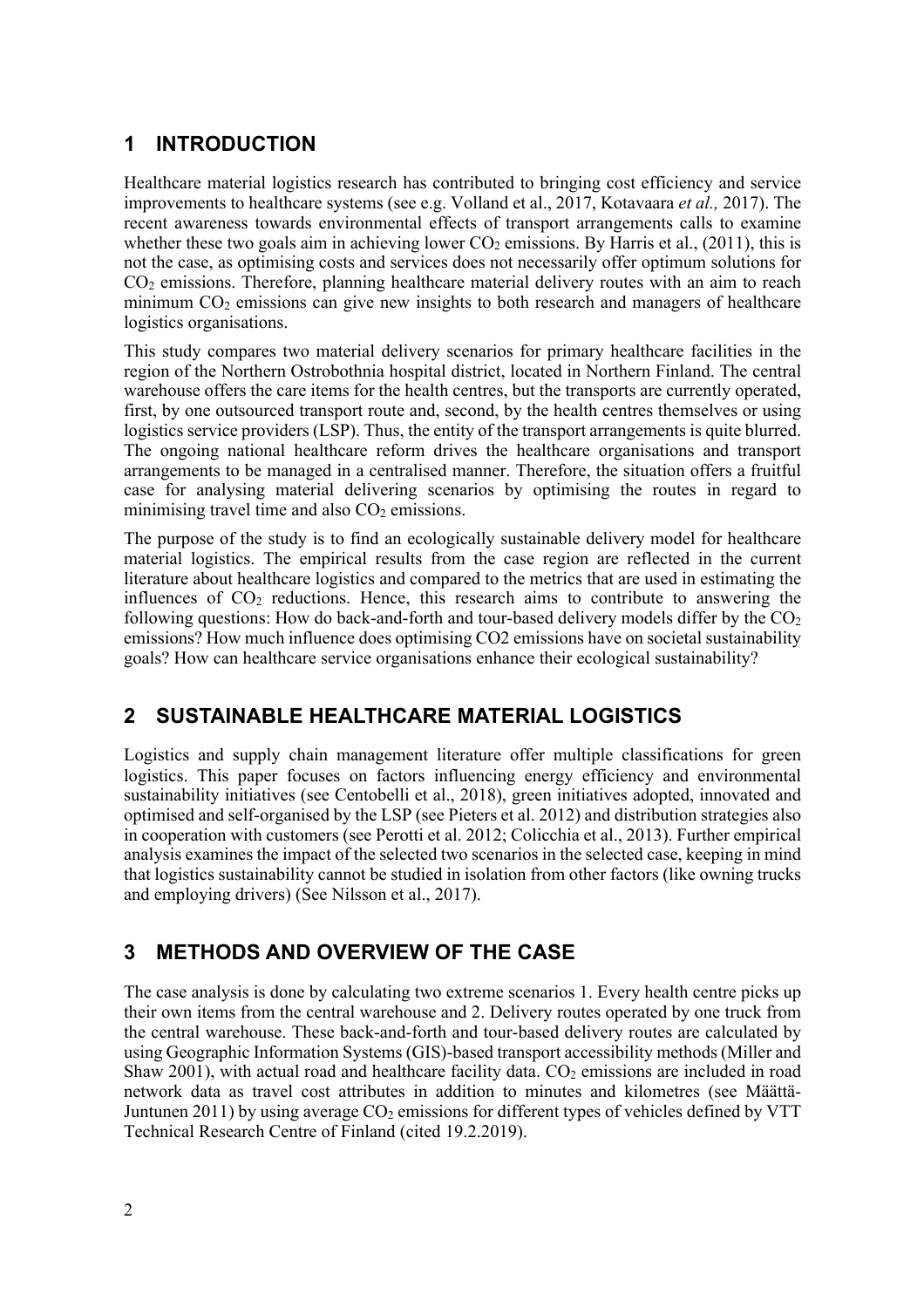## 1 INTRODUCTION

Healthcare material logistics research has contributed to bringing cost efficiency and service improvements to healthcare systems (see e.g. Volland et al., 2017, Kotavaara *et al.,* 2017). The recent awareness towards environmental effects of transport arrangements calls to examine whether these two goals aim in achieving lower $CO_2$ emissions. By Harris et al., (2011), this is not the case, as optimising costs and services does not necessarily offer optimum solutions for $CO_2$ emissions. Therefore, planning healthcare material delivery routes with an aim to reach minimum $CO_2$ emissions can give new insights to both research and managers of healthcare logistics organisations.

This study compares two material delivery scenarios for primary healthcare facilities in the region of the Northern Ostrobothnia hospital district, located in Northern Finland. The central warehouse offers the care items for the health centres, but the transports are currently operated, first, by one outsourced transport route and, second, by the health centres themselves or using logistics service providers (LSP). Thus, the entity of the transport arrangements is quite blurred. The ongoing national healthcare reform drives the healthcare organisations and transport arrangements to be managed in a centralised manner. Therefore, the situation offers a fruitful case for analysing material delivering scenarios by optimising the routes in regard to minimising travel time and also $CO_2$ emissions.

The purpose of the study is to find an ecologically sustainable delivery model for healthcare material logistics. The empirical results from the case region are reflected in the current literature about healthcare logistics and compared to the metrics that are used in estimating the influences of $CO_2$ reductions. Hence, this research aims to contribute to answering the following questions: How do back-and-forth and tour-based delivery models differ by the $CO_2$ emissions? How much influence does optimising CO2 emissions have on societal sustainability goals? How can healthcare service organisations enhance their ecological sustainability?

## 2 SUSTAINABLE HEALTHCARE MATERIAL LOGISTICS

Logistics and supply chain management literature offer multiple classifications for green logistics. This paper focuses on factors influencing energy efficiency and environmental sustainability initiatives (see Centobelli et al., 2018), green initiatives adopted, innovated and optimised and self-organised by the LSP (see Pieters et al. 2012) and distribution strategies also in cooperation with customers (see Perotti et al. 2012; Colicchia et al., 2013). Further empirical analysis examines the impact of the selected two scenarios in the selected case, keeping in mind that logistics sustainability cannot be studied in isolation from other factors (like owning trucks and employing drivers) (See Nilsson et al., 2017).

## 3 METHODS AND OVERVIEW OF THE CASE

The case analysis is done by calculating two extreme scenarios 1. Every health centre picks up their own items from the central warehouse and 2. Delivery routes operated by one truck from the central warehouse. These back-and-forth and tour-based delivery routes are calculated by using Geographic Information Systems (GIS)-based transport accessibility methods (Miller and Shaw 2001), with actual road and healthcare facility data. $CO_2$ emissions are included in road network data as travel cost attributes in addition to minutes and kilometres (see Määttä-Juntunen 2011) by using average $CO_2$ emissions for different types of vehicles defined by VTT Technical Research Centre of Finland (cited 19.2.2019).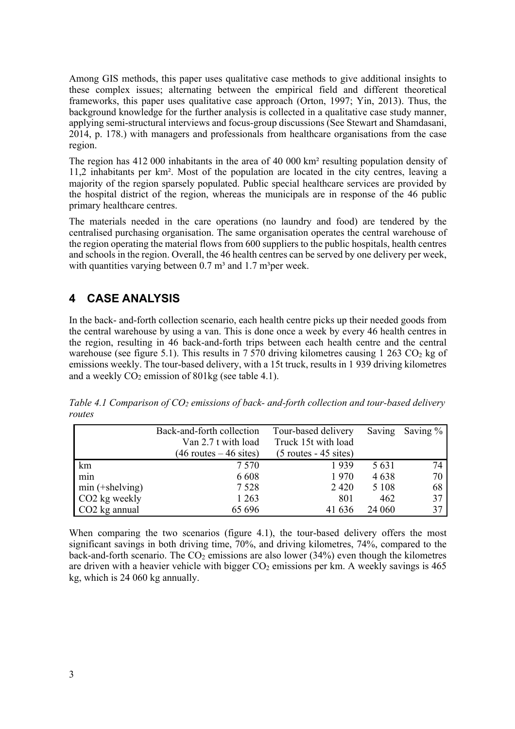Among GIS methods, this paper uses qualitative case methods to give additional insights to these complex issues; alternating between the empirical field and different theoretical frameworks, this paper uses qualitative case approach (Orton, 1997; Yin, 2013). Thus, the background knowledge for the further analysis is collected in a qualitative case study manner, applying semi-structural interviews and focus-group discussions (See Stewart and Shamdasani, 2014, p. 178.) with managers and professionals from healthcare organisations from the case region.

The region has 412 000 inhabitants in the area of 40 000 km² resulting population density of 11,2 inhabitants per km². Most of the population are located in the city centres, leaving a majority of the region sparsely populated. Public special healthcare services are provided by the hospital district of the region, whereas the municipals are in response of the 46 public primary healthcare centres.

The materials needed in the care operations (no laundry and food) are tendered by the centralised purchasing organisation. The same organisation operates the central warehouse of the region operating the material flows from 600 suppliers to the public hospitals, health centres and schools in the region. Overall, the 46 health centres can be served by one delivery per week, with quantities varying between 0.7 m³ and 1.7 m³per week.

# 4 CASE ANALYSIS

In the back- and-forth collection scenario, each health centre picks up their needed goods from the central warehouse by using a van. This is done once a week by every 46 health centres in the region, resulting in 46 back-and-forth trips between each health centre and the central warehouse (see figure 5.1). This results in 7 570 driving kilometres causing 1 263 $CO_2$ kg of emissions weekly. The tour-based delivery, with a 15t truck, results in 1 939 driving kilometres and a weekly $CO_2$ emission of 801kg (see table 4.1).

*Table 4.1 Comparison of $CO_2$ emissions of back- and-forth collection and tour-based delivery routes*

| | Back-and-forth collection Van 2.7 t with load (46 routes – 46 sites) | Tour-based delivery Truck 15t with load (5 routes - 45 sites) | Saving | Saving % |
|---|---|---|---|---|
| km | 7 570 | 1 939 | 5 631 | 74 |
| min | 6 608 | 1 970 | 4 638 | 70 |
| min (+shelving) | 7 528 | 2 420 | 5 108 | 68 |
| CO2 kg weekly | 1 263 | 801 | 462 | 37 |
| CO2 kg annual | 65 696 | 41 636 | 24 060 | 37 |

When comparing the two scenarios (figure 4.1), the tour-based delivery offers the most significant savings in both driving time, 70%, and driving kilometres, 74%, compared to the back-and-forth scenario. The $CO_2$ emissions are also lower (34%) even though the kilometres are driven with a heavier vehicle with bigger $CO_2$ emissions per km. A weekly savings is 465 kg, which is 24 060 kg annually.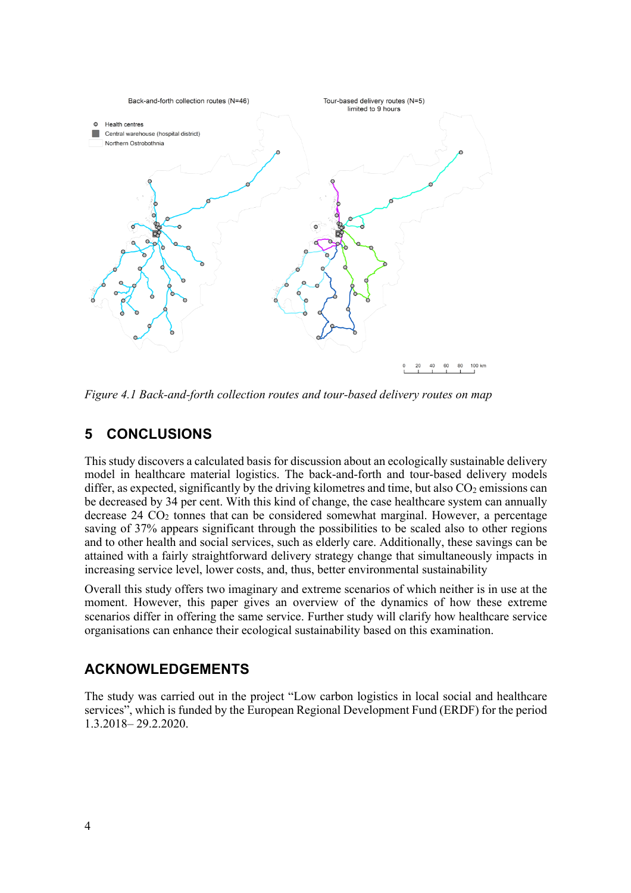*Figure 4.1 Back-and-forth collection routes and tour-based delivery routes on map*

## 5 CONCLUSIONS

This study discovers a calculated basis for discussion about an ecologically sustainable delivery model in healthcare material logistics. The back-and-forth and tour-based delivery models differ, as expected, significantly by the driving kilometres and time, but also $CO_2$ emissions can be decreased by 34 per cent. With this kind of change, the case healthcare system can annually decrease 24 $CO_2$ tonnes that can be considered somewhat marginal. However, a percentage saving of 37% appears significant through the possibilities to be scaled also to other regions and to other health and social services, such as elderly care. Additionally, these savings can be attained with a fairly straightforward delivery strategy change that simultaneously impacts in increasing service level, lower costs, and, thus, better environmental sustainability

Overall this study offers two imaginary and extreme scenarios of which neither is in use at the moment. However, this paper gives an overview of the dynamics of how these extreme scenarios differ in offering the same service. Further study will clarify how healthcare service organisations can enhance their ecological sustainability based on this examination.

## ACKNOWLEDGEMENTS

The study was carried out in the project "Low carbon logistics in local social and healthcare services", which is funded by the European Regional Development Fund (ERDF) for the period 1.3.2018– 29.2.2020.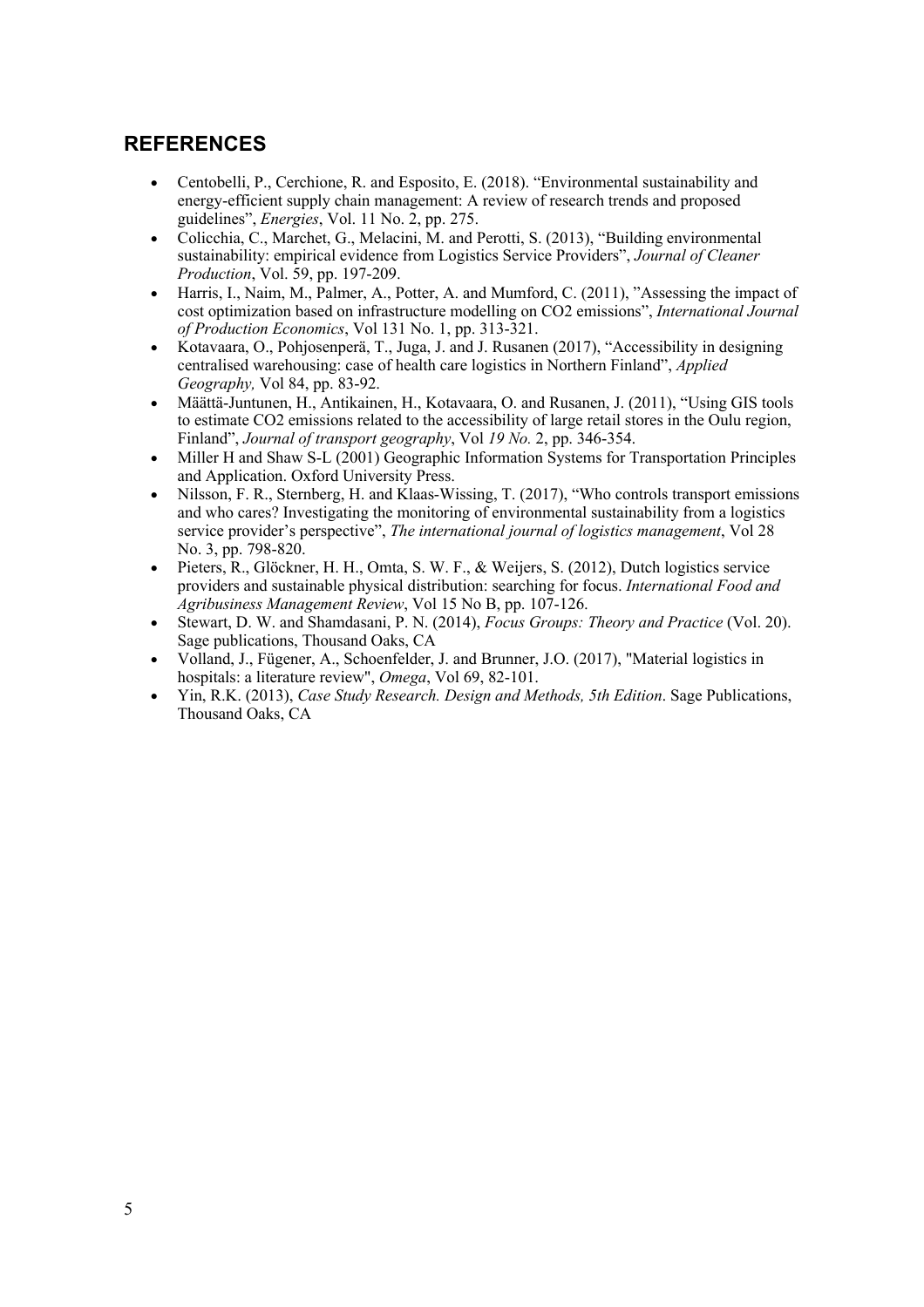## REFERENCES

- Centobelli, P., Cerchione, R. and Esposito, E. (2018). "Environmental sustainability and energy-efficient supply chain management: A review of research trends and proposed guidelines", *Energies*, Vol. 11 No. 2, pp. 275.
- Colicchia, C., Marchet, G., Melacini, M. and Perotti, S. (2013), "Building environmental sustainability: empirical evidence from Logistics Service Providers", *Journal of Cleaner Production*, Vol. 59, pp. 197-209.
- Harris, I., Naim, M., Palmer, A., Potter, A. and Mumford, C. (2011), "Assessing the impact of cost optimization based on infrastructure modelling on CO2 emissions", *International Journal of Production Economics*, Vol 131 No. 1, pp. 313-321.
- Kotavaara, O., Pohjosenperä, T., Juga, J. and J. Rusanen (2017), "Accessibility in designing centralised warehousing: case of health care logistics in Northern Finland", *Applied Geography,* Vol 84, pp. 83-92.
- Määttä-Juntunen, H., Antikainen, H., Kotavaara, O. and Rusanen, J. (2011), "Using GIS tools to estimate CO2 emissions related to the accessibility of large retail stores in the Oulu region, Finland", *Journal of transport geography*, Vol *19 No.* 2, pp. 346-354.
- Miller H and Shaw S-L (2001) Geographic Information Systems for Transportation Principles and Application. Oxford University Press.
- Nilsson, F. R., Sternberg, H. and Klaas-Wissing, T. (2017), "Who controls transport emissions and who cares? Investigating the monitoring of environmental sustainability from a logistics service provider's perspective", *The international journal of logistics management*, Vol 28 No. 3, pp. 798-820.
- Pieters, R., Glöckner, H. H., Omta, S. W. F., & Weijers, S. (2012), Dutch logistics service providers and sustainable physical distribution: searching for focus. *International Food and Agribusiness Management Review*, Vol 15 No B, pp. 107-126.
- Stewart, D. W. and Shamdasani, P. N. (2014), *Focus Groups: Theory and Practice* (Vol. 20). Sage publications, Thousand Oaks, CA
- Volland, J., Fügener, A., Schoenfelder, J. and Brunner, J.O. (2017), "Material logistics in hospitals: a literature review", *Omega*, Vol 69, 82-101.
- Yin, R.K. (2013), *Case Study Research. Design and Methods, 5th Edition*. Sage Publications, Thousand Oaks, CA